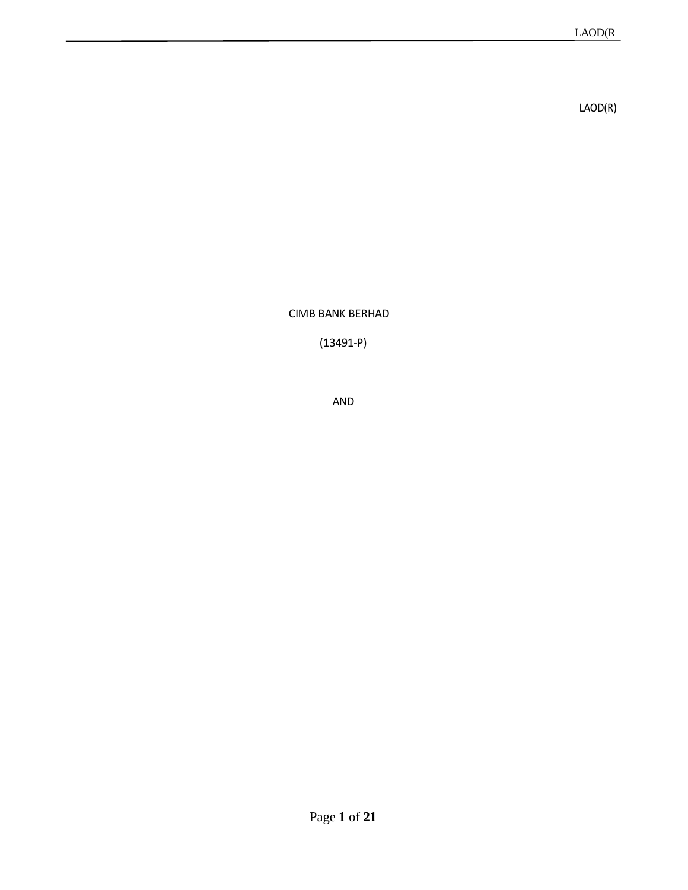LAOD(R)

CIMB BANK BERHAD

(13491-P)

AND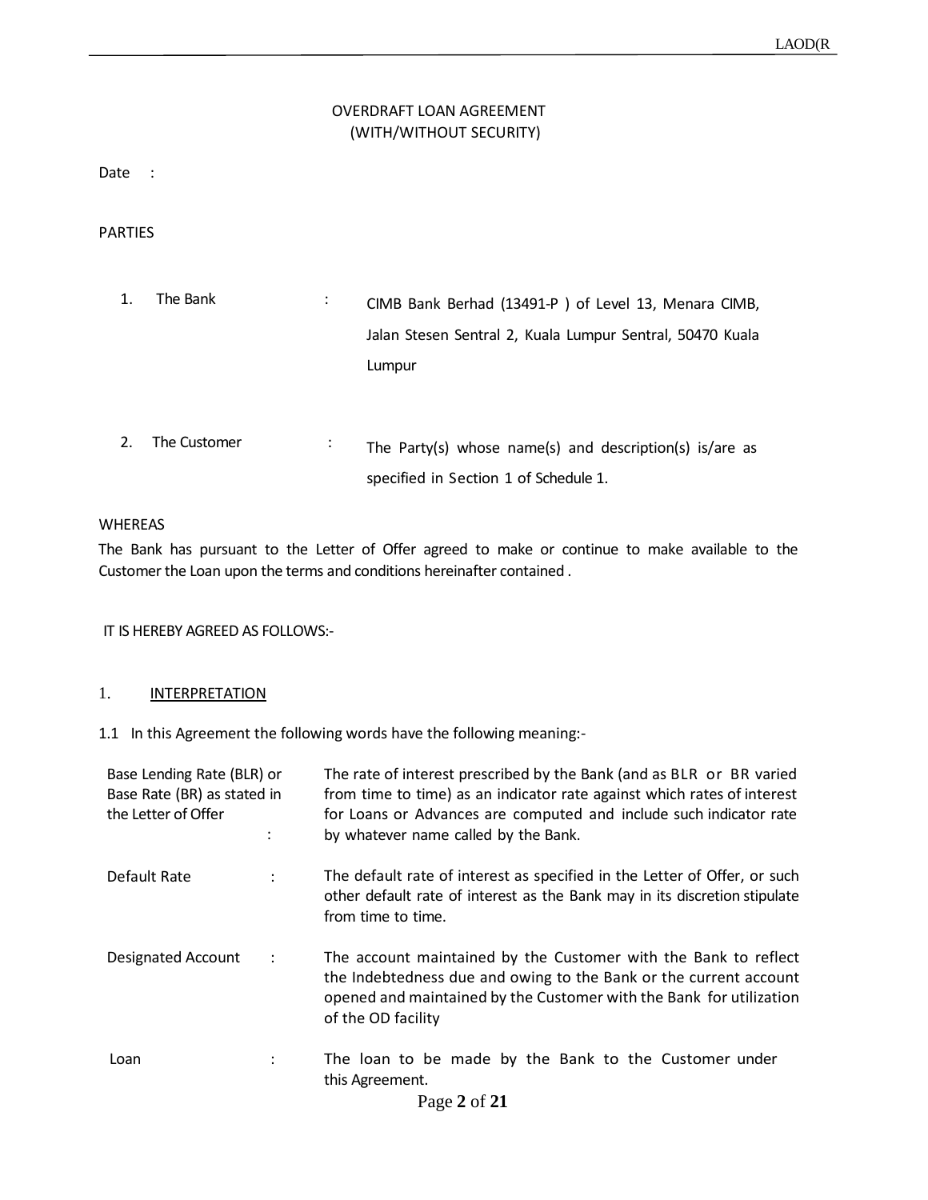# OVERDRAFT LOAN AGREEMENT
## (WITH/WITHOUT SECURITY)

Date :

PARTIES

| | | |
|---|---|---|
| 1. The Bank | : | CIMB Bank Berhad (13491-P ) of Level 13, Menara CIMB, Jalan Stesen Sentral 2, Kuala Lumpur Sentral, 50470 Kuala Lumpur |
| 2. The Customer | : | The Party(s) whose name(s) and description(s) is/are as specified in Section 1 of Schedule 1. |

WHEREAS

The Bank has pursuant to the Letter of Offer agreed to make or continue to make available to the Customer the Loan upon the terms and conditions hereinafter contained .

IT IS HEREBY AGREED AS FOLLOWS:-

1. <u>INTERPRETATION</u>

1.1 In this Agreement the following words have the following meaning:-

| | | |
|---|---|---|
| Base Lending Rate (BLR) or Base Rate (BR) as stated in the Letter of Offer | : | The rate of interest prescribed by the Bank (and as BLR or BR varied from time to time) as an indicator rate against which rates of interest for Loans or Advances are computed and include such indicator rate by whatever name called by the Bank. |
| Default Rate | : | The default rate of interest as specified in the Letter of Offer, or such other default rate of interest as the Bank may in its discretion stipulate from time to time. |
| Designated Account | : | The account maintained by the Customer with the Bank to reflect the Indebtedness due and owing to the Bank or the current account opened and maintained by the Customer with the Bank for utilization of the OD facility |
| Loan | : | The loan to be made by the Bank to the Customer under this Agreement. |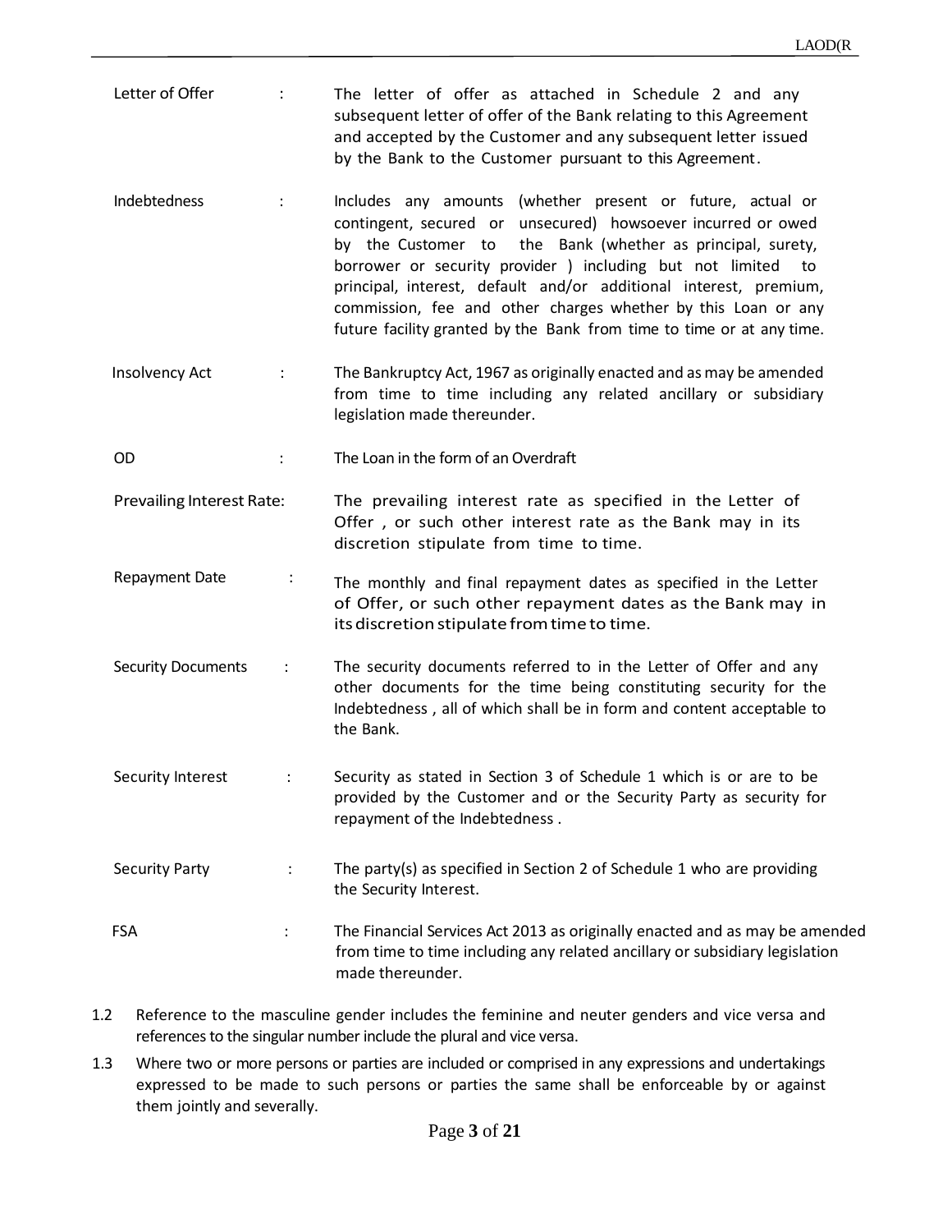| | | |
|---|---|---|
| Letter of Offer | : | The letter of offer as attached in Schedule 2 and any subsequent letter of offer of the Bank relating to this Agreement and accepted by the Customer and any subsequent letter issued by the Bank to the Customer pursuant to this Agreement. |
| Indebtedness | : | Includes any amounts (whether present or future, actual or contingent, secured or unsecured) howsoever incurred or owed by the Customer to the Bank (whether as principal, surety, borrower or security provider ) including but not limited to principal, interest, default and/or additional interest, premium, commission, fee and other charges whether by this Loan or any future facility granted by the Bank from time to time or at any time. |
| Insolvency Act | : | The Bankruptcy Act, 1967 as originally enacted and as may be amended from time to time including any related ancillary or subsidiary legislation made thereunder. |
| OD | : | The Loan in the form of an Overdraft |
| Prevailing Interest Rate: | | The prevailing interest rate as specified in the Letter of Offer , or such other interest rate as the Bank may in its discretion stipulate from time to time. |
| Repayment Date | : | The monthly and final repayment dates as specified in the Letter of Offer, or such other repayment dates as the Bank may in its discretion stipulate from time to time. |
| Security Documents | : | The security documents referred to in the Letter of Offer and any other documents for the time being constituting security for the Indebtedness , all of which shall be in form and content acceptable to the Bank. |
| Security Interest | : | Security as stated in Section 3 of Schedule 1 which is or are to be provided by the Customer and or the Security Party as security for repayment of the Indebtedness . |
| Security Party | : | The party(s) as specified in Section 2 of Schedule 1 who are providing the Security Interest. |
| FSA | : | The Financial Services Act 2013 as originally enacted and as may be amended from time to time including any related ancillary or subsidiary legislation made thereunder. |

1.2 Reference to the masculine gender includes the feminine and neuter genders and vice versa and references to the singular number include the plural and vice versa.

1.3 Where two or more persons or parties are included or comprised in any expressions and undertakings expressed to be made to such persons or parties the same shall be enforceable by or against them jointly and severally.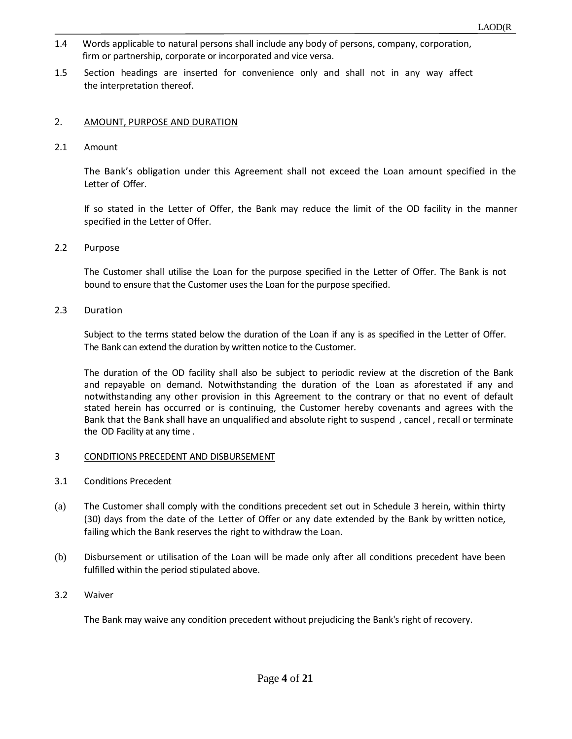1.4 Words applicable to natural persons shall include any body of persons, company, corporation, firm or partnership, corporate or incorporated and vice versa.

1.5 Section headings are inserted for convenience only and shall not in any way affect the interpretation thereof.

## 2. AMOUNT, PURPOSE AND DURATION

### 2.1 Amount

The Bank's obligation under this Agreement shall not exceed the Loan amount specified in the Letter of Offer.

If so stated in the Letter of Offer, the Bank may reduce the limit of the OD facility in the manner specified in the Letter of Offer.

### 2.2 Purpose

The Customer shall utilise the Loan for the purpose specified in the Letter of Offer. The Bank is not bound to ensure that the Customer uses the Loan for the purpose specified.

### 2.3 Duration

Subject to the terms stated below the duration of the Loan if any is as specified in the Letter of Offer. The Bank can extend the duration by written notice to the Customer.

The duration of the OD facility shall also be subject to periodic review at the discretion of the Bank and repayable on demand. Notwithstanding the duration of the Loan as aforestated if any and notwithstanding any other provision in this Agreement to the contrary or that no event of default stated herein has occurred or is continuing, the Customer hereby covenants and agrees with the Bank that the Bank shall have an unqualified and absolute right to suspend , cancel , recall or terminate the OD Facility at any time .

## 3 CONDITIONS PRECEDENT AND DISBURSEMENT

### 3.1 Conditions Precedent

(a) The Customer shall comply with the conditions precedent set out in Schedule 3 herein, within thirty (30) days from the date of the Letter of Offer or any date extended by the Bank by written notice, failing which the Bank reserves the right to withdraw the Loan.

(b) Disbursement or utilisation of the Loan will be made only after all conditions precedent have been fulfilled within the period stipulated above.

### 3.2 Waiver

The Bank may waive any condition precedent without prejudicing the Bank's right of recovery.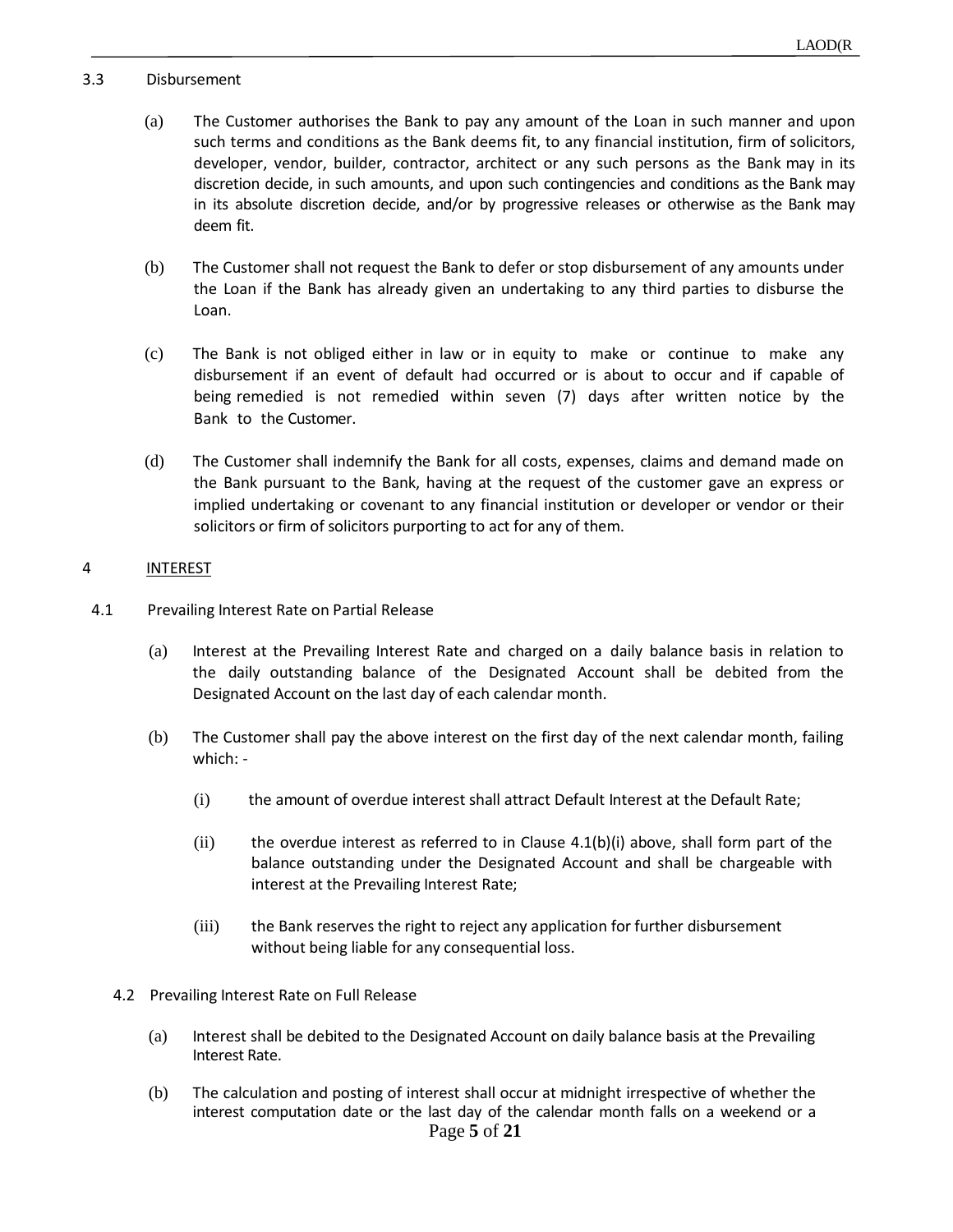### 3.3 Disbursement

(a) The Customer authorises the Bank to pay any amount of the Loan in such manner and upon such terms and conditions as the Bank deems fit, to any financial institution, firm of solicitors, developer, vendor, builder, contractor, architect or any such persons as the Bank may in its discretion decide, in such amounts, and upon such contingencies and conditions as the Bank may in its absolute discretion decide, and/or by progressive releases or otherwise as the Bank may deem fit.

(b) The Customer shall not request the Bank to defer or stop disbursement of any amounts under the Loan if the Bank has already given an undertaking to any third parties to disburse the Loan.

(c) The Bank is not obliged either in law or in equity to make or continue to make any disbursement if an event of default had occurred or is about to occur and if capable of being remedied is not remedied within seven (7) days after written notice by the Bank to the Customer.

(d) The Customer shall indemnify the Bank for all costs, expenses, claims and demand made on the Bank pursuant to the Bank, having at the request of the customer gave an express or implied undertaking or covenant to any financial institution or developer or vendor or their solicitors or firm of solicitors purporting to act for any of them.

## 4 INTEREST

### 4.1 Prevailing Interest Rate on Partial Release

(a) Interest at the Prevailing Interest Rate and charged on a daily balance basis in relation to the daily outstanding balance of the Designated Account shall be debited from the Designated Account on the last day of each calendar month.

(b) The Customer shall pay the above interest on the first day of the next calendar month, failing which: -

(i) the amount of overdue interest shall attract Default Interest at the Default Rate;

(ii) the overdue interest as referred to in Clause 4.1(b)(i) above, shall form part of the balance outstanding under the Designated Account and shall be chargeable with interest at the Prevailing Interest Rate;

(iii) the Bank reserves the right to reject any application for further disbursement without being liable for any consequential loss.

### 4.2 Prevailing Interest Rate on Full Release

(a) Interest shall be debited to the Designated Account on daily balance basis at the Prevailing Interest Rate.

(b) The calculation and posting of interest shall occur at midnight irrespective of whether the interest computation date or the last day of the calendar month falls on a weekend or a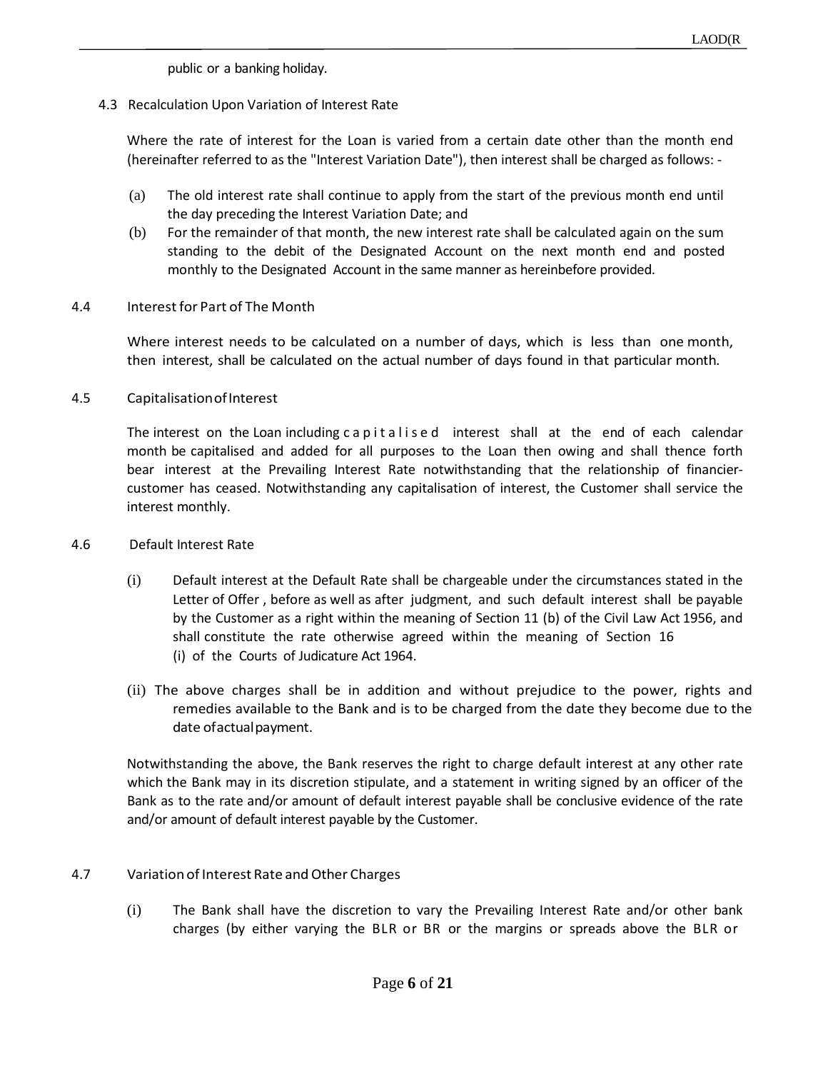public or a banking holiday.

4.3 Recalculation Upon Variation of Interest Rate

Where the rate of interest for the Loan is varied from a certain date other than the month end (hereinafter referred to as the "Interest Variation Date"), then interest shall be charged as follows: -

(a) The old interest rate shall continue to apply from the start of the previous month end until the day preceding the Interest Variation Date; and

(b) For the remainder of that month, the new interest rate shall be calculated again on the sum standing to the debit of the Designated Account on the next month end and posted monthly to the Designated Account in the same manner as hereinbefore provided.

4.4 Interest for Part of The Month

Where interest needs to be calculated on a number of days, which is less than one month, then interest, shall be calculated on the actual number of days found in that particular month.

4.5 Capitalisation of Interest

The interest on the Loan including capitalised interest shall at the end of each calendar month be capitalised and added for all purposes to the Loan then owing and shall thence forth bear interest at the Prevailing Interest Rate notwithstanding that the relationship of financier-customer has ceased. Notwithstanding any capitalisation of interest, the Customer shall service the interest monthly.

4.6 Default Interest Rate

(i) Default interest at the Default Rate shall be chargeable under the circumstances stated in the Letter of Offer , before as well as after judgment, and such default interest shall be payable by the Customer as a right within the meaning of Section 11 (b) of the Civil Law Act 1956, and shall constitute the rate otherwise agreed within the meaning of Section 16 (i) of the Courts of Judicature Act 1964.

(ii) The above charges shall be in addition and without prejudice to the power, rights and remedies available to the Bank and is to be charged from the date they become due to the date of actual payment.

Notwithstanding the above, the Bank reserves the right to charge default interest at any other rate which the Bank may in its discretion stipulate, and a statement in writing signed by an officer of the Bank as to the rate and/or amount of default interest payable shall be conclusive evidence of the rate and/or amount of default interest payable by the Customer.

4.7 Variation of Interest Rate and Other Charges

(i) The Bank shall have the discretion to vary the Prevailing Interest Rate and/or other bank charges (by either varying the BLR or BR or the margins or spreads above the BLR or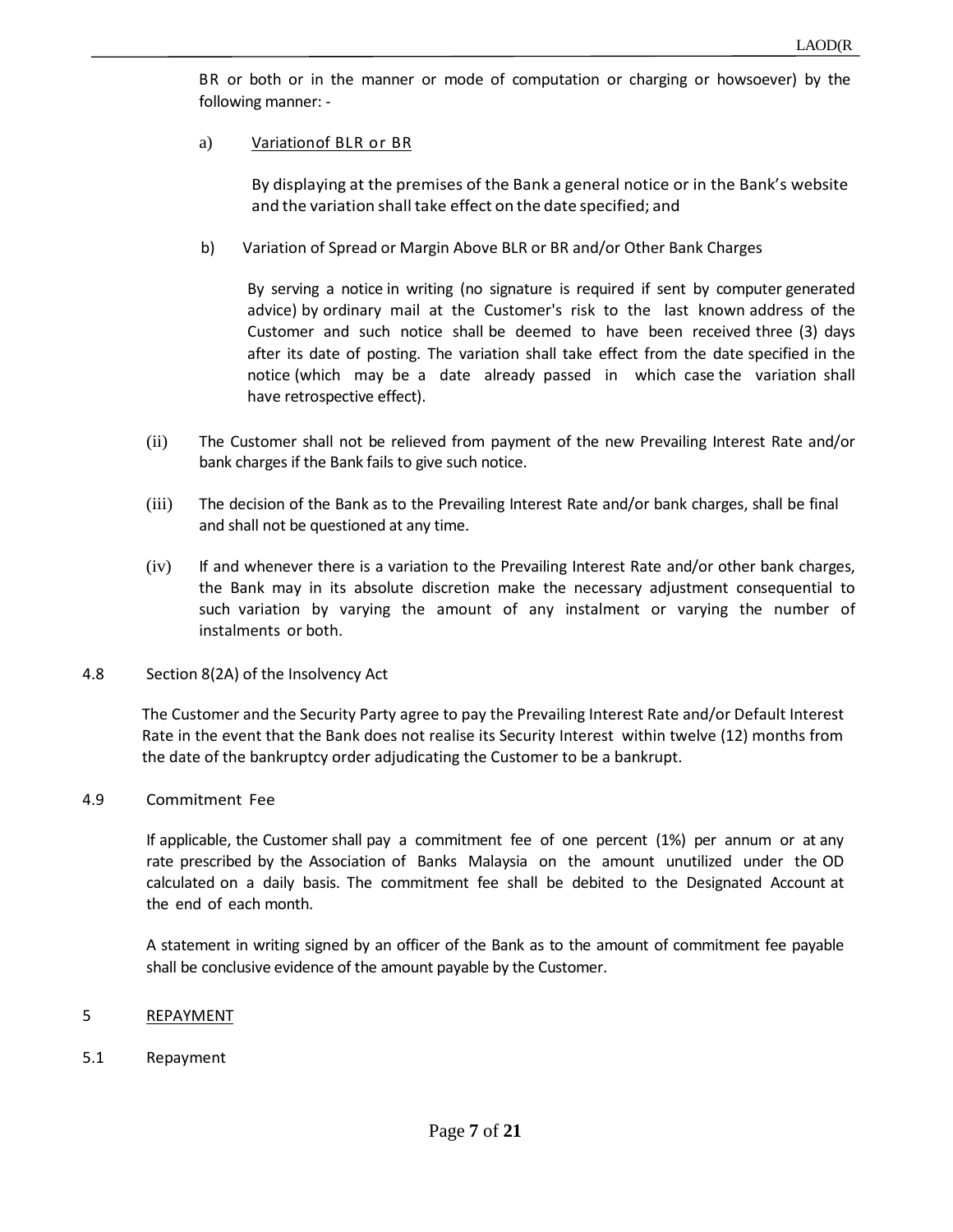BR or both or in the manner or mode of computation or charging or howsoever) by the following manner: -

a) Variationof BLR or BR

By displaying at the premises of the Bank a general notice or in the Bank's website and the variation shall take effect on the date specified; and

b) Variation of Spread or Margin Above BLR or BR and/or Other Bank Charges

By serving a notice in writing (no signature is required if sent by computer generated advice) by ordinary mail at the Customer's risk to the last known address of the Customer and such notice shall be deemed to have been received three (3) days after its date of posting. The variation shall take effect from the date specified in the notice (which may be a date already passed in which case the variation shall have retrospective effect).

(ii) The Customer shall not be relieved from payment of the new Prevailing Interest Rate and/or bank charges if the Bank fails to give such notice.

(iii) The decision of the Bank as to the Prevailing Interest Rate and/or bank charges, shall be final and shall not be questioned at any time.

(iv) If and whenever there is a variation to the Prevailing Interest Rate and/or other bank charges, the Bank may in its absolute discretion make the necessary adjustment consequential to such variation by varying the amount of any instalment or varying the number of instalments or both.

4.8 Section 8(2A) of the Insolvency Act

The Customer and the Security Party agree to pay the Prevailing Interest Rate and/or Default Interest Rate in the event that the Bank does not realise its Security Interest within twelve (12) months from the date of the bankruptcy order adjudicating the Customer to be a bankrupt.

4.9 Commitment Fee

If applicable, the Customer shall pay a commitment fee of one percent (1%) per annum or at any rate prescribed by the Association of Banks Malaysia on the amount unutilized under the OD calculated on a daily basis. The commitment fee shall be debited to the Designated Account at the end of each month.

A statement in writing signed by an officer of the Bank as to the amount of commitment fee payable shall be conclusive evidence of the amount payable by the Customer.

5 REPAYMENT

5.1 Repayment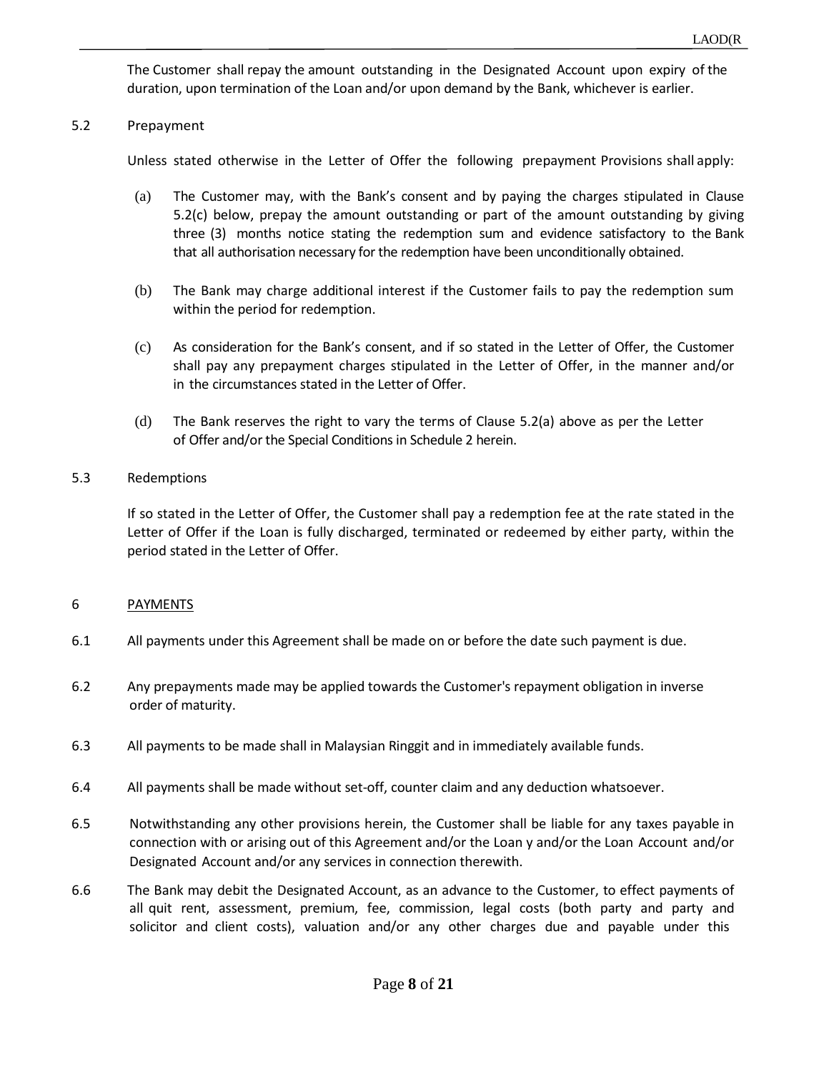The Customer shall repay the amount outstanding in the Designated Account upon expiry of the duration, upon termination of the Loan and/or upon demand by the Bank, whichever is earlier.

5.2 Prepayment

Unless stated otherwise in the Letter of Offer the following prepayment Provisions shall apply:

(a) The Customer may, with the Bank's consent and by paying the charges stipulated in Clause 5.2(c) below, prepay the amount outstanding or part of the amount outstanding by giving three (3) months notice stating the redemption sum and evidence satisfactory to the Bank that all authorisation necessary for the redemption have been unconditionally obtained.

(b) The Bank may charge additional interest if the Customer fails to pay the redemption sum within the period for redemption.

(c) As consideration for the Bank's consent, and if so stated in the Letter of Offer, the Customer shall pay any prepayment charges stipulated in the Letter of Offer, in the manner and/or in the circumstances stated in the Letter of Offer.

(d) The Bank reserves the right to vary the terms of Clause 5.2(a) above as per the Letter of Offer and/or the Special Conditions in Schedule 2 herein.

5.3 Redemptions

If so stated in the Letter of Offer, the Customer shall pay a redemption fee at the rate stated in the Letter of Offer if the Loan is fully discharged, terminated or redeemed by either party, within the period stated in the Letter of Offer.

## 6 PAYMENTS

6.1 All payments under this Agreement shall be made on or before the date such payment is due.

6.2 Any prepayments made may be applied towards the Customer's repayment obligation in inverse order of maturity.

6.3 All payments to be made shall in Malaysian Ringgit and in immediately available funds.

6.4 All payments shall be made without set-off, counter claim and any deduction whatsoever.

6.5 Notwithstanding any other provisions herein, the Customer shall be liable for any taxes payable in connection with or arising out of this Agreement and/or the Loan y and/or the Loan Account and/or Designated Account and/or any services in connection therewith.

6.6 The Bank may debit the Designated Account, as an advance to the Customer, to effect payments of all quit rent, assessment, premium, fee, commission, legal costs (both party and party and solicitor and client costs), valuation and/or any other charges due and payable under this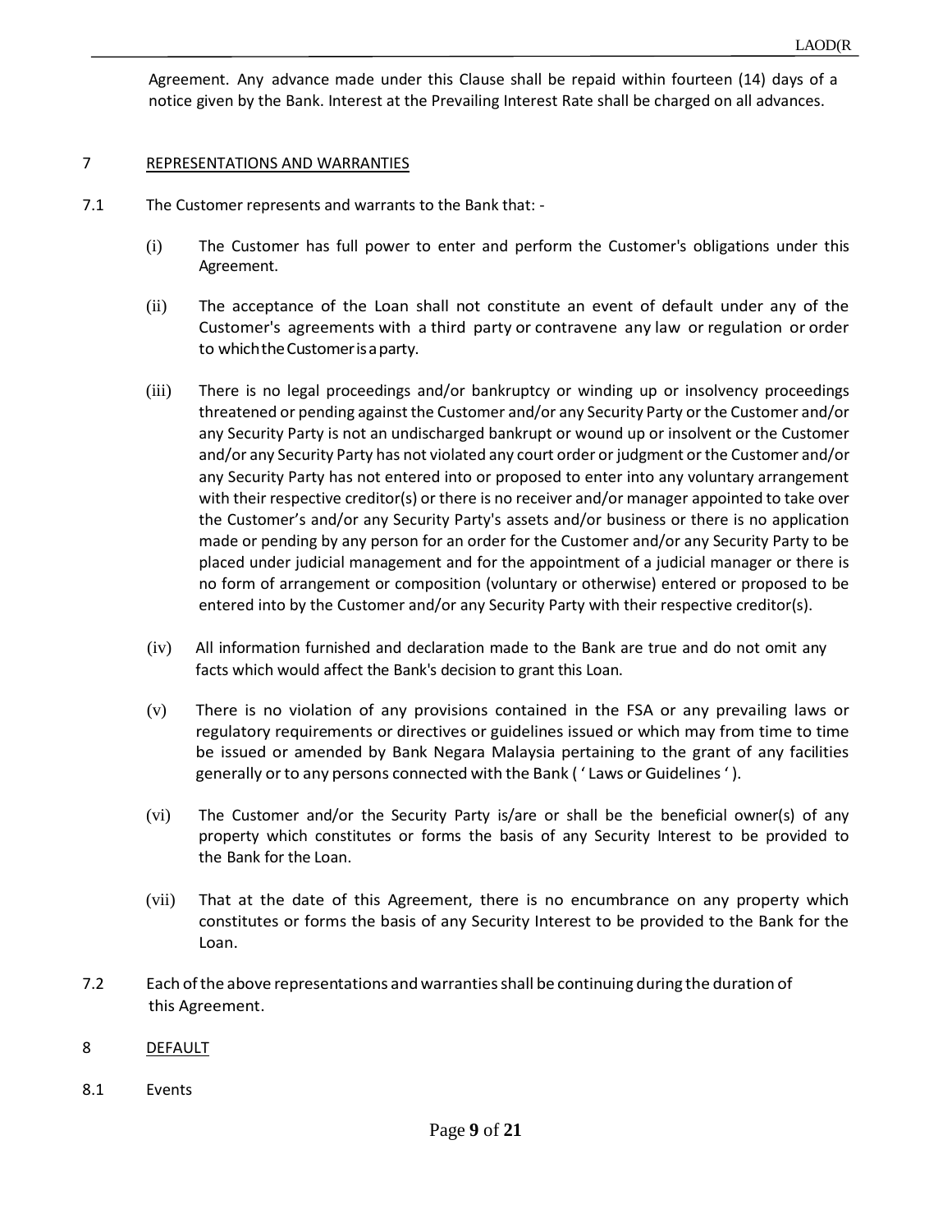Agreement. Any advance made under this Clause shall be repaid within fourteen (14) days of a notice given by the Bank. Interest at the Prevailing Interest Rate shall be charged on all advances.

7 <u>REPRESENTATIONS AND WARRANTIES</u>

7.1 The Customer represents and warrants to the Bank that: -

(i) The Customer has full power to enter and perform the Customer's obligations under this Agreement.

(ii) The acceptance of the Loan shall not constitute an event of default under any of the Customer's agreements with a third party or contravene any law or regulation or order to which the Customer is a party.

(iii) There is no legal proceedings and/or bankruptcy or winding up or insolvency proceedings threatened or pending against the Customer and/or any Security Party or the Customer and/or any Security Party is not an undischarged bankrupt or wound up or insolvent or the Customer and/or any Security Party has not violated any court order or judgment or the Customer and/or any Security Party has not entered into or proposed to enter into any voluntary arrangement with their respective creditor(s) or there is no receiver and/or manager appointed to take over the Customer's and/or any Security Party's assets and/or business or there is no application made or pending by any person for an order for the Customer and/or any Security Party to be placed under judicial management and for the appointment of a judicial manager or there is no form of arrangement or composition (voluntary or otherwise) entered or proposed to be entered into by the Customer and/or any Security Party with their respective creditor(s).

(iv) All information furnished and declaration made to the Bank are true and do not omit any facts which would affect the Bank's decision to grant this Loan.

(v) There is no violation of any provisions contained in the FSA or any prevailing laws or regulatory requirements or directives or guidelines issued or which may from time to time be issued or amended by Bank Negara Malaysia pertaining to the grant of any facilities generally or to any persons connected with the Bank ( ' Laws or Guidelines ' ).

(vi) The Customer and/or the Security Party is/are or shall be the beneficial owner(s) of any property which constitutes or forms the basis of any Security Interest to be provided to the Bank for the Loan.

(vii) That at the date of this Agreement, there is no encumbrance on any property which constitutes or forms the basis of any Security Interest to be provided to the Bank for the Loan.

7.2 Each of the above representations and warranties shall be continuing during the duration of this Agreement.

8 <u>DEFAULT</u>

8.1 Events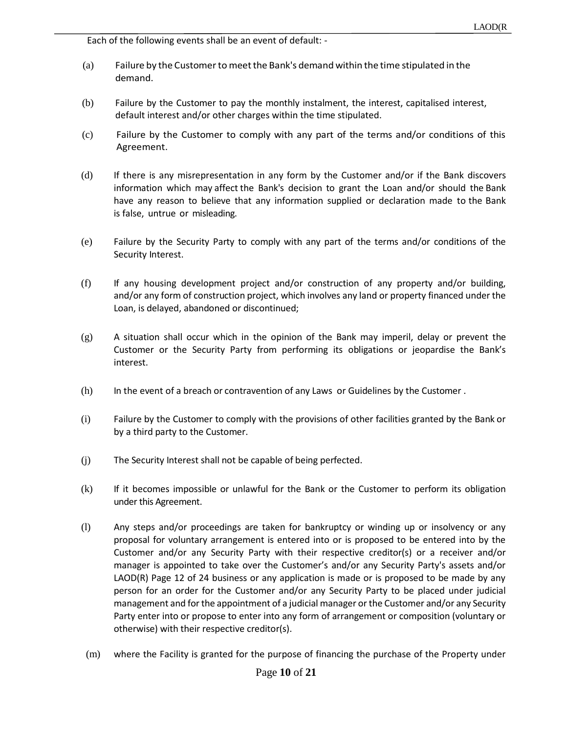Each of the following events shall be an event of default: -

(a) Failure by the Customer to meet the Bank's demand within the time stipulated in the demand.

(b) Failure by the Customer to pay the monthly instalment, the interest, capitalised interest, default interest and/or other charges within the time stipulated.

(c) Failure by the Customer to comply with any part of the terms and/or conditions of this Agreement.

(d) If there is any misrepresentation in any form by the Customer and/or if the Bank discovers information which may affect the Bank's decision to grant the Loan and/or should the Bank have any reason to believe that any information supplied or declaration made to the Bank is false, untrue or misleading.

(e) Failure by the Security Party to comply with any part of the terms and/or conditions of the Security Interest.

(f) If any housing development project and/or construction of any property and/or building, and/or any form of construction project, which involves any land or property financed under the Loan, is delayed, abandoned or discontinued;

(g) A situation shall occur which in the opinion of the Bank may imperil, delay or prevent the Customer or the Security Party from performing its obligations or jeopardise the Bank's interest.

(h) In the event of a breach or contravention of any Laws or Guidelines by the Customer .

(i) Failure by the Customer to comply with the provisions of other facilities granted by the Bank or by a third party to the Customer.

(j) The Security Interest shall not be capable of being perfected.

(k) If it becomes impossible or unlawful for the Bank or the Customer to perform its obligation under this Agreement.

(l) Any steps and/or proceedings are taken for bankruptcy or winding up or insolvency or any proposal for voluntary arrangement is entered into or is proposed to be entered into by the Customer and/or any Security Party with their respective creditor(s) or a receiver and/or manager is appointed to take over the Customer's and/or any Security Party's assets and/or LAOD(R) Page 12 of 24 business or any application is made or is proposed to be made by any person for an order for the Customer and/or any Security Party to be placed under judicial management and for the appointment of a judicial manager or the Customer and/or any Security Party enter into or propose to enter into any form of arrangement or composition (voluntary or otherwise) with their respective creditor(s).

(m) where the Facility is granted for the purpose of financing the purchase of the Property under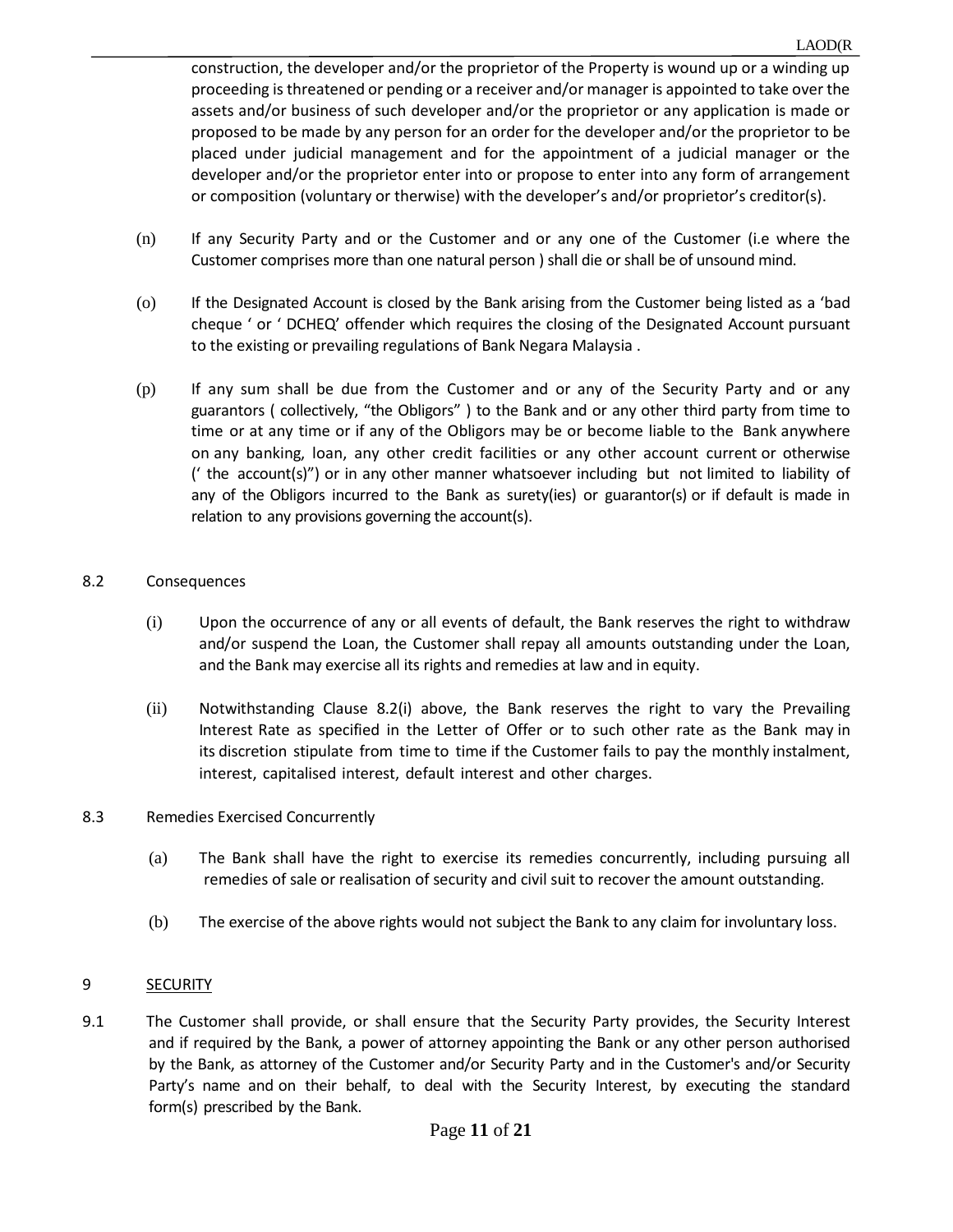construction, the developer and/or the proprietor of the Property is wound up or a winding up proceeding is threatened or pending or a receiver and/or manager is appointed to take over the assets and/or business of such developer and/or the proprietor or any application is made or proposed to be made by any person for an order for the developer and/or the proprietor to be placed under judicial management and for the appointment of a judicial manager or the developer and/or the proprietor enter into or propose to enter into any form of arrangement or composition (voluntary or therwise) with the developer's and/or proprietor's creditor(s).

(n) If any Security Party and or the Customer and or any one of the Customer (i.e where the Customer comprises more than one natural person ) shall die or shall be of unsound mind.

(o) If the Designated Account is closed by the Bank arising from the Customer being listed as a 'bad cheque ' or ' DCHEQ' offender which requires the closing of the Designated Account pursuant to the existing or prevailing regulations of Bank Negara Malaysia .

(p) If any sum shall be due from the Customer and or any of the Security Party and or any guarantors ( collectively, "the Obligors" ) to the Bank and or any other third party from time to time or at any time or if any of the Obligors may be or become liable to the Bank anywhere on any banking, loan, any other credit facilities or any other account current or otherwise (' the account(s)") or in any other manner whatsoever including but not limited to liability of any of the Obligors incurred to the Bank as surety(ies) or guarantor(s) or if default is made in relation to any provisions governing the account(s).

8.2 Consequences

(i) Upon the occurrence of any or all events of default, the Bank reserves the right to withdraw and/or suspend the Loan, the Customer shall repay all amounts outstanding under the Loan, and the Bank may exercise all its rights and remedies at law and in equity.

(ii) Notwithstanding Clause 8.2(i) above, the Bank reserves the right to vary the Prevailing Interest Rate as specified in the Letter of Offer or to such other rate as the Bank may in its discretion stipulate from time to time if the Customer fails to pay the monthly instalment, interest, capitalised interest, default interest and other charges.

8.3 Remedies Exercised Concurrently

(a) The Bank shall have the right to exercise its remedies concurrently, including pursuing all remedies of sale or realisation of security and civil suit to recover the amount outstanding.

(b) The exercise of the above rights would not subject the Bank to any claim for involuntary loss.

9 <u>SECURITY</u>

9.1 The Customer shall provide, or shall ensure that the Security Party provides, the Security Interest and if required by the Bank, a power of attorney appointing the Bank or any other person authorised by the Bank, as attorney of the Customer and/or Security Party and in the Customer's and/or Security Party's name and on their behalf, to deal with the Security Interest, by executing the standard form(s) prescribed by the Bank.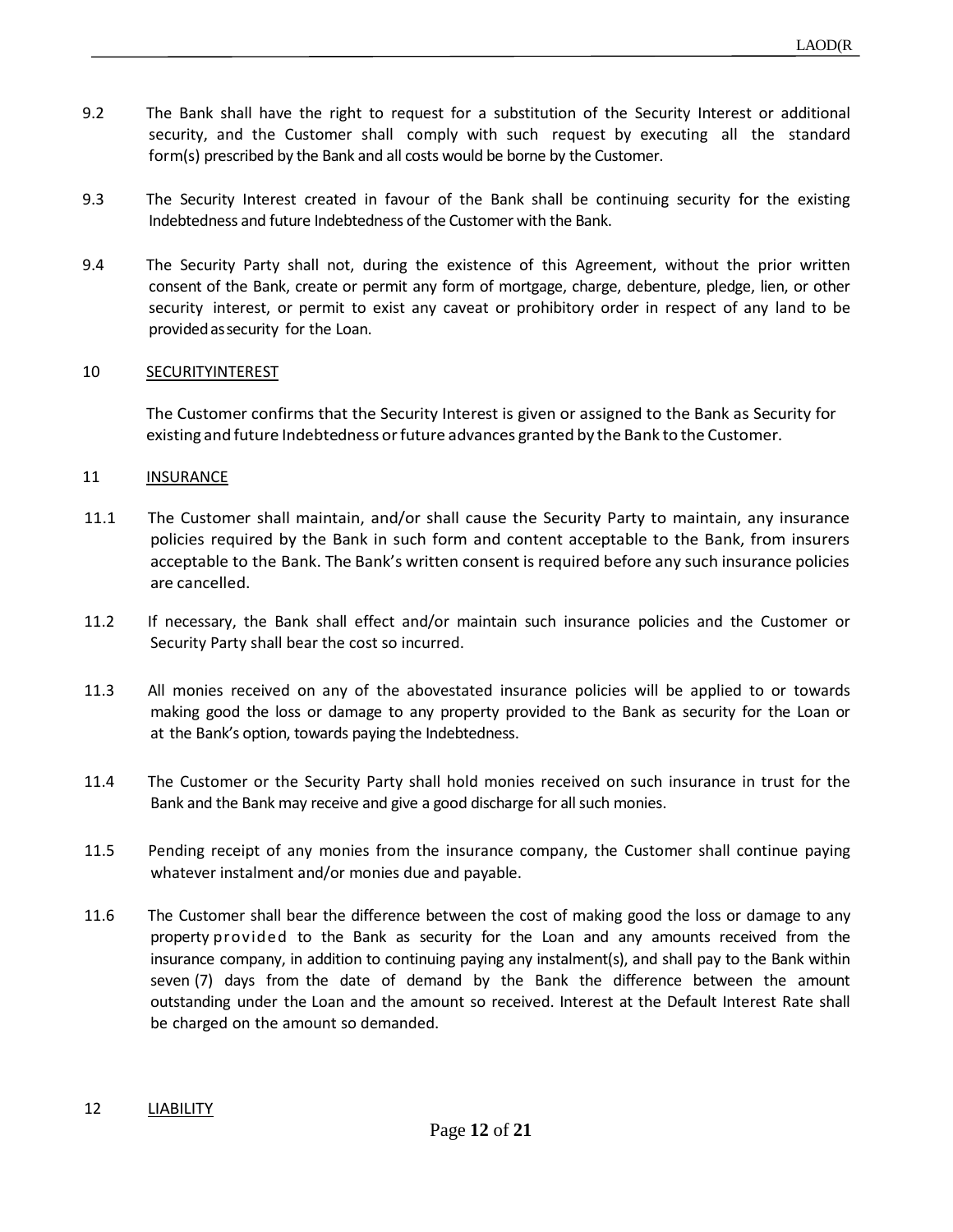9.2 The Bank shall have the right to request for a substitution of the Security Interest or additional security, and the Customer shall comply with such request by executing all the standard form(s) prescribed by the Bank and all costs would be borne by the Customer.

9.3 The Security Interest created in favour of the Bank shall be continuing security for the existing Indebtedness and future Indebtedness of the Customer with the Bank.

9.4 The Security Party shall not, during the existence of this Agreement, without the prior written consent of the Bank, create or permit any form of mortgage, charge, debenture, pledge, lien, or other security interest, or permit to exist any caveat or prohibitory order in respect of any land to be provided as security for the Loan.

## 10 SECURITYINTEREST

The Customer confirms that the Security Interest is given or assigned to the Bank as Security for existing and future Indebtedness or future advances granted by the Bank to the Customer.

## 11 INSURANCE

11.1 The Customer shall maintain, and/or shall cause the Security Party to maintain, any insurance policies required by the Bank in such form and content acceptable to the Bank, from insurers acceptable to the Bank. The Bank's written consent is required before any such insurance policies are cancelled.

11.2 If necessary, the Bank shall effect and/or maintain such insurance policies and the Customer or Security Party shall bear the cost so incurred.

11.3 All monies received on any of the abovestated insurance policies will be applied to or towards making good the loss or damage to any property provided to the Bank as security for the Loan or at the Bank's option, towards paying the Indebtedness.

11.4 The Customer or the Security Party shall hold monies received on such insurance in trust for the Bank and the Bank may receive and give a good discharge for all such monies.

11.5 Pending receipt of any monies from the insurance company, the Customer shall continue paying whatever instalment and/or monies due and payable.

11.6 The Customer shall bear the difference between the cost of making good the loss or damage to any property provided to the Bank as security for the Loan and any amounts received from the insurance company, in addition to continuing paying any instalment(s), and shall pay to the Bank within seven (7) days from the date of demand by the Bank the difference between the amount outstanding under the Loan and the amount so received. Interest at the Default Interest Rate shall be charged on the amount so demanded.

## 12 LIABILITY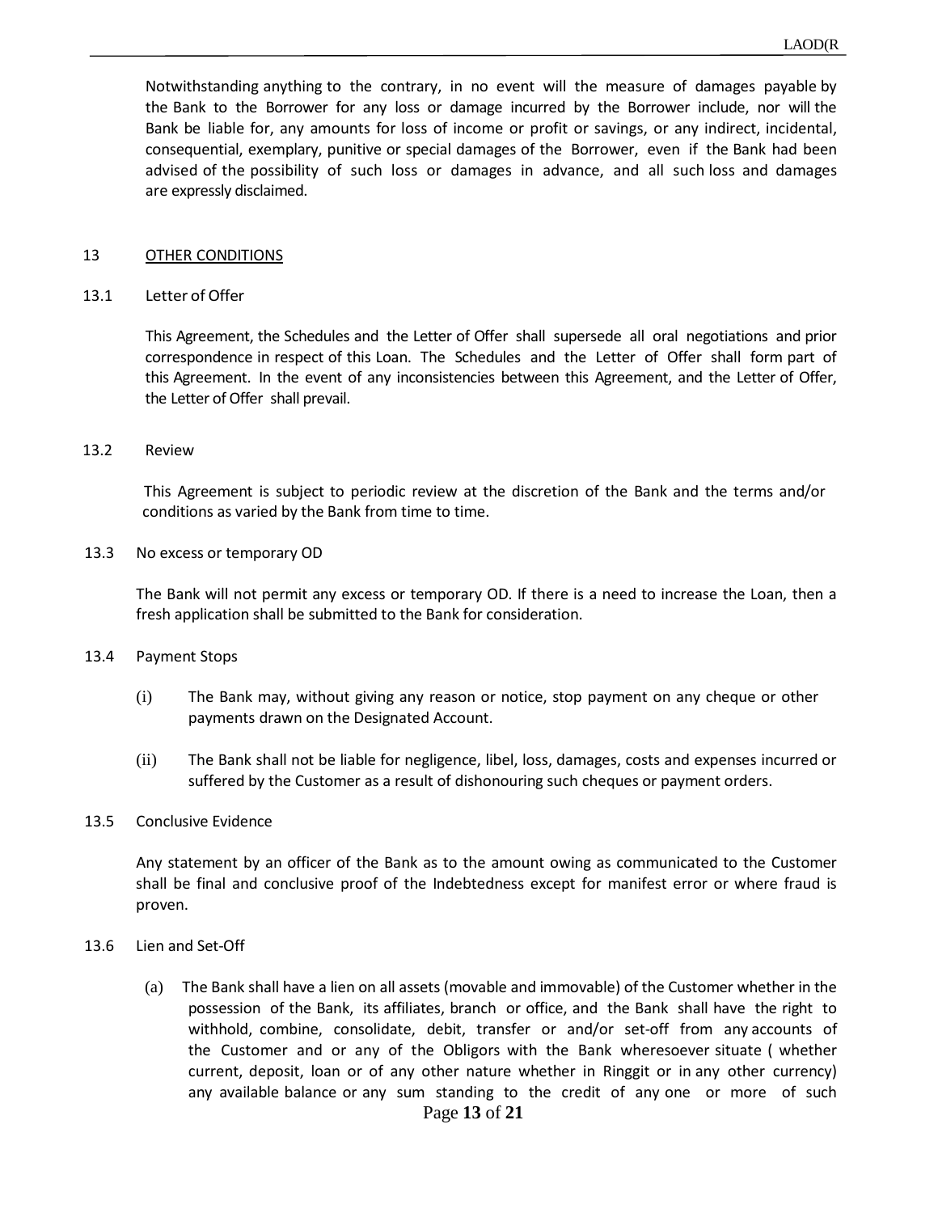Notwithstanding anything to the contrary, in no event will the measure of damages payable by the Bank to the Borrower for any loss or damage incurred by the Borrower include, nor will the Bank be liable for, any amounts for loss of income or profit or savings, or any indirect, incidental, consequential, exemplary, punitive or special damages of the Borrower, even if the Bank had been advised of the possibility of such loss or damages in advance, and all such loss and damages are expressly disclaimed.

## 13 OTHER CONDITIONS

### 13.1 Letter of Offer

This Agreement, the Schedules and the Letter of Offer shall supersede all oral negotiations and prior correspondence in respect of this Loan. The Schedules and the Letter of Offer shall form part of this Agreement. In the event of any inconsistencies between this Agreement, and the Letter of Offer, the Letter of Offer shall prevail.

### 13.2 Review

This Agreement is subject to periodic review at the discretion of the Bank and the terms and/or conditions as varied by the Bank from time to time.

### 13.3 No excess or temporary OD

The Bank will not permit any excess or temporary OD. If there is a need to increase the Loan, then a fresh application shall be submitted to the Bank for consideration.

### 13.4 Payment Stops

(i) The Bank may, without giving any reason or notice, stop payment on any cheque or other payments drawn on the Designated Account.

(ii) The Bank shall not be liable for negligence, libel, loss, damages, costs and expenses incurred or suffered by the Customer as a result of dishonouring such cheques or payment orders.

### 13.5 Conclusive Evidence

Any statement by an officer of the Bank as to the amount owing as communicated to the Customer shall be final and conclusive proof of the Indebtedness except for manifest error or where fraud is proven.

### 13.6 Lien and Set-Off

(a) The Bank shall have a lien on all assets (movable and immovable) of the Customer whether in the possession of the Bank, its affiliates, branch or office, and the Bank shall have the right to withhold, combine, consolidate, debit, transfer or and/or set-off from any accounts of the Customer and or any of the Obligors with the Bank wheresoever situate ( whether current, deposit, loan or of any other nature whether in Ringgit or in any other currency) any available balance or any sum standing to the credit of any one or more of such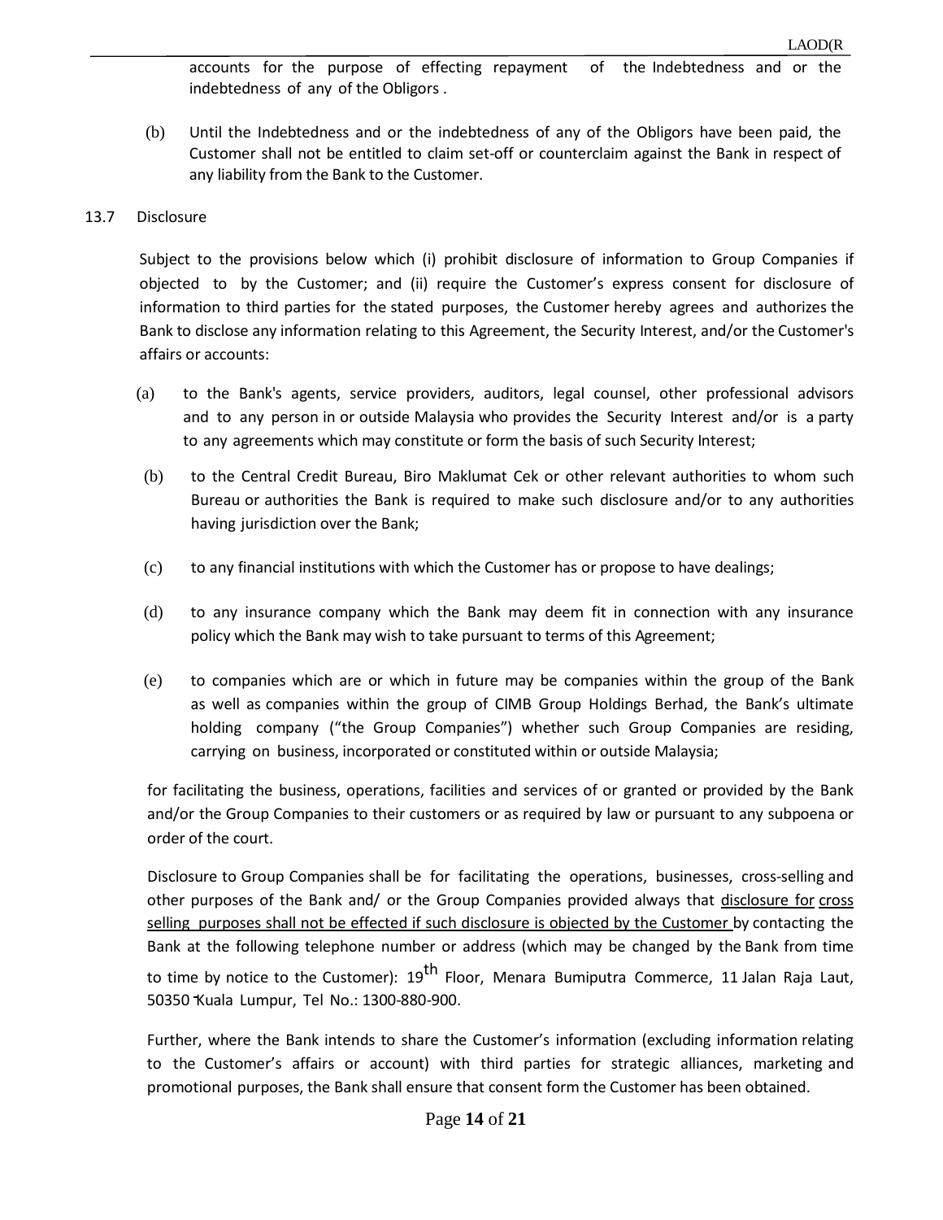accounts for the purpose of effecting repayment of the Indebtedness and or the indebtedness of any of the Obligors .

(b) Until the Indebtedness and or the indebtedness of any of the Obligors have been paid, the Customer shall not be entitled to claim set-off or counterclaim against the Bank in respect of any liability from the Bank to the Customer.

13.7 Disclosure

Subject to the provisions below which (i) prohibit disclosure of information to Group Companies if objected to by the Customer; and (ii) require the Customer's express consent for disclosure of information to third parties for the stated purposes, the Customer hereby agrees and authorizes the Bank to disclose any information relating to this Agreement, the Security Interest, and/or the Customer's affairs or accounts:

(a) to the Bank's agents, service providers, auditors, legal counsel, other professional advisors and to any person in or outside Malaysia who provides the Security Interest and/or is a party to any agreements which may constitute or form the basis of such Security Interest;

(b) to the Central Credit Bureau, Biro Maklumat Cek or other relevant authorities to whom such Bureau or authorities the Bank is required to make such disclosure and/or to any authorities having jurisdiction over the Bank;

(c) to any financial institutions with which the Customer has or propose to have dealings;

(d) to any insurance company which the Bank may deem fit in connection with any insurance policy which the Bank may wish to take pursuant to terms of this Agreement;

(e) to companies which are or which in future may be companies within the group of the Bank as well as companies within the group of CIMB Group Holdings Berhad, the Bank's ultimate holding company ("the Group Companies") whether such Group Companies are residing, carrying on business, incorporated or constituted within or outside Malaysia;

for facilitating the business, operations, facilities and services of or granted or provided by the Bank and/or the Group Companies to their customers or as required by law or pursuant to any subpoena or order of the court.

Disclosure to Group Companies shall be for facilitating the operations, businesses, cross-selling and other purposes of the Bank and/ or the Group Companies provided always that <u>disclosure for cross selling purposes shall not be effected if such disclosure is objected by the Customer</u> by contacting the Bank at the following telephone number or address (which may be changed by the Bank from time to time by notice to the Customer): 19th Floor, Menara Bumiputra Commerce, 11 Jalan Raja Laut, 50350 Kuala Lumpur, Tel No.: 1300-880-900.

Further, where the Bank intends to share the Customer's information (excluding information relating to the Customer's affairs or account) with third parties for strategic alliances, marketing and promotional purposes, the Bank shall ensure that consent form the Customer has been obtained.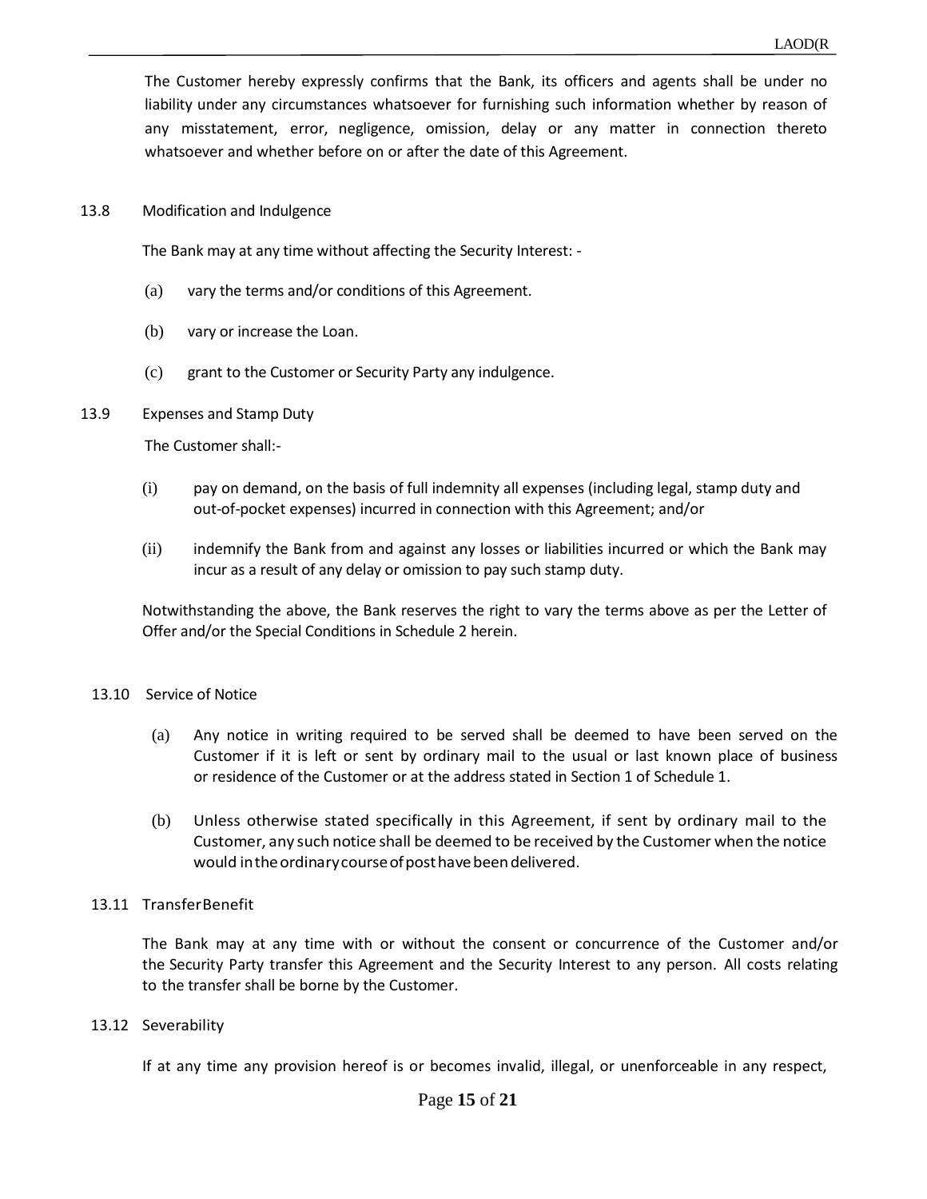The Customer hereby expressly confirms that the Bank, its officers and agents shall be under no liability under any circumstances whatsoever for furnishing such information whether by reason of any misstatement, error, negligence, omission, delay or any matter in connection thereto whatsoever and whether before on or after the date of this Agreement.

13.8 Modification and Indulgence

The Bank may at any time without affecting the Security Interest: -

(a) vary the terms and/or conditions of this Agreement.

(b) vary or increase the Loan.

(c) grant to the Customer or Security Party any indulgence.

13.9 Expenses and Stamp Duty

The Customer shall:-

(i) pay on demand, on the basis of full indemnity all expenses (including legal, stamp duty and out-of-pocket expenses) incurred in connection with this Agreement; and/or

(ii) indemnify the Bank from and against any losses or liabilities incurred or which the Bank may incur as a result of any delay or omission to pay such stamp duty.

Notwithstanding the above, the Bank reserves the right to vary the terms above as per the Letter of Offer and/or the Special Conditions in Schedule 2 herein.

13.10 Service of Notice

(a) Any notice in writing required to be served shall be deemed to have been served on the Customer if it is left or sent by ordinary mail to the usual or last known place of business or residence of the Customer or at the address stated in Section 1 of Schedule 1.

(b) Unless otherwise stated specifically in this Agreement, if sent by ordinary mail to the Customer, any such notice shall be deemed to be received by the Customer when the notice would in the ordinary course of post have been delivered.

13.11 Transfer Benefit

The Bank may at any time with or without the consent or concurrence of the Customer and/or the Security Party transfer this Agreement and the Security Interest to any person. All costs relating to the transfer shall be borne by the Customer.

13.12 Severability

If at any time any provision hereof is or becomes invalid, illegal, or unenforceable in any respect,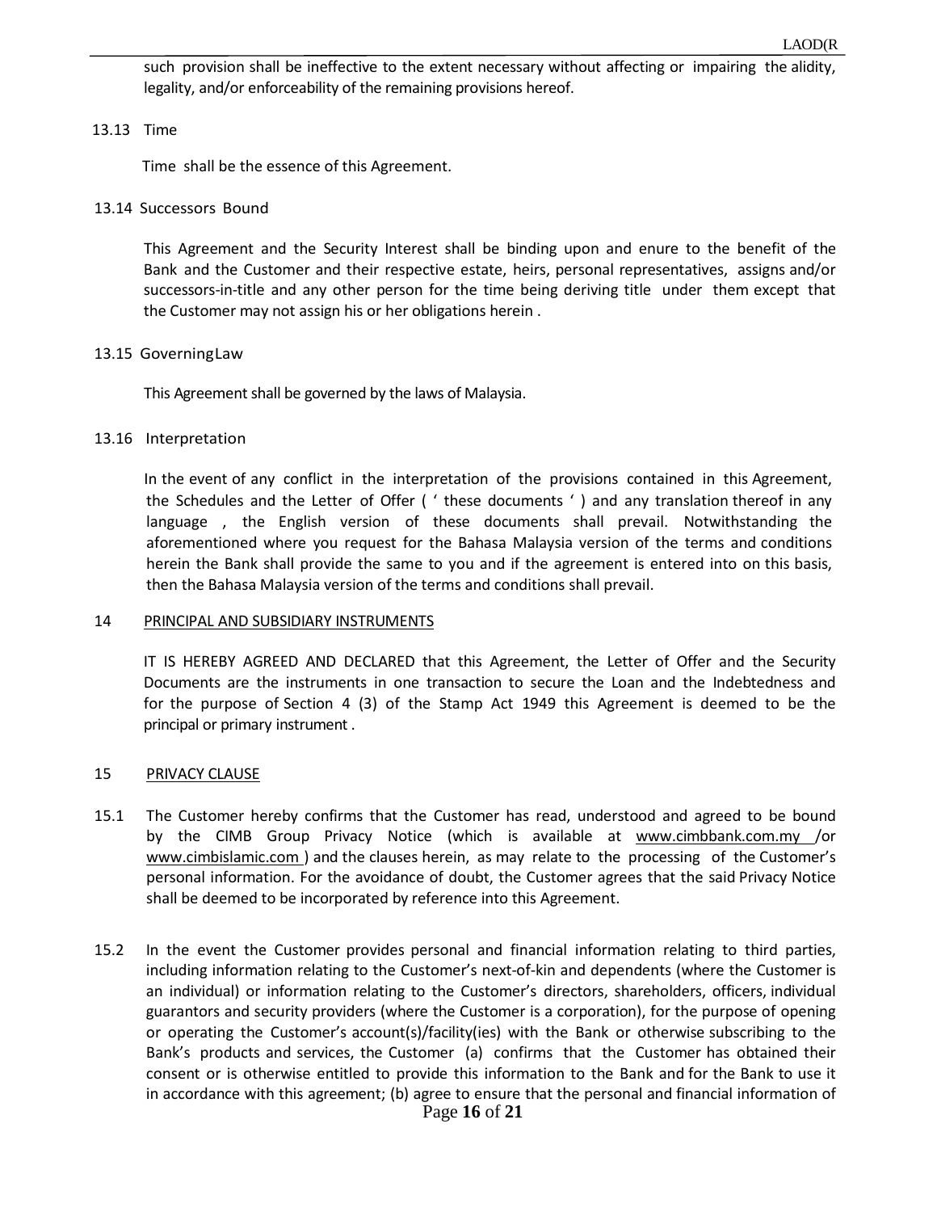such provision shall be ineffective to the extent necessary without affecting or impairing the alidity, legality, and/or enforceability of the remaining provisions hereof.

13.13 Time

Time shall be the essence of this Agreement.

13.14 Successors Bound

This Agreement and the Security Interest shall be binding upon and enure to the benefit of the Bank and the Customer and their respective estate, heirs, personal representatives, assigns and/or successors-in-title and any other person for the time being deriving title under them except that the Customer may not assign his or her obligations herein .

13.15 GoverningLaw

This Agreement shall be governed by the laws of Malaysia.

13.16 Interpretation

In the event of any conflict in the interpretation of the provisions contained in this Agreement, the Schedules and the Letter of Offer ( ' these documents ' ) and any translation thereof in any language , the English version of these documents shall prevail. Notwithstanding the aforementioned where you request for the Bahasa Malaysia version of the terms and conditions herein the Bank shall provide the same to you and if the agreement is entered into on this basis, then the Bahasa Malaysia version of the terms and conditions shall prevail.

## 14 PRINCIPAL AND SUBSIDIARY INSTRUMENTS

IT IS HEREBY AGREED AND DECLARED that this Agreement, the Letter of Offer and the Security Documents are the instruments in one transaction to secure the Loan and the Indebtedness and for the purpose of Section 4 (3) of the Stamp Act 1949 this Agreement is deemed to be the principal or primary instrument .

## 15 PRIVACY CLAUSE

15.1 The Customer hereby confirms that the Customer has read, understood and agreed to be bound by the CIMB Group Privacy Notice (which is available at www.cimbbank.com.my /or www.cimbislamic.com ) and the clauses herein, as may relate to the processing of the Customer's personal information. For the avoidance of doubt, the Customer agrees that the said Privacy Notice shall be deemed to be incorporated by reference into this Agreement.

15.2 In the event the Customer provides personal and financial information relating to third parties, including information relating to the Customer's next-of-kin and dependents (where the Customer is an individual) or information relating to the Customer's directors, shareholders, officers, individual guarantors and security providers (where the Customer is a corporation), for the purpose of opening or operating the Customer's account(s)/facility(ies) with the Bank or otherwise subscribing to the Bank's products and services, the Customer (a) confirms that the Customer has obtained their consent or is otherwise entitled to provide this information to the Bank and for the Bank to use it in accordance with this agreement; (b) agree to ensure that the personal and financial information of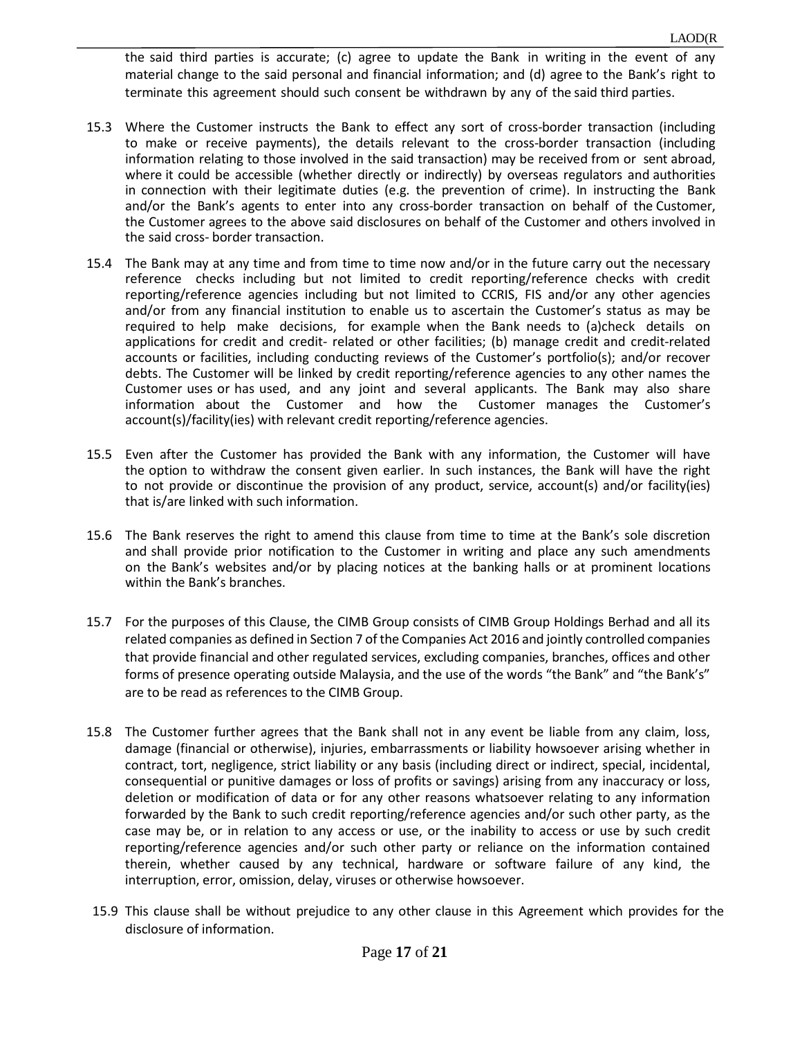the said third parties is accurate; (c) agree to update the Bank in writing in the event of any material change to the said personal and financial information; and (d) agree to the Bank's right to terminate this agreement should such consent be withdrawn by any of the said third parties.

15.3 Where the Customer instructs the Bank to effect any sort of cross-border transaction (including to make or receive payments), the details relevant to the cross-border transaction (including information relating to those involved in the said transaction) may be received from or sent abroad, where it could be accessible (whether directly or indirectly) by overseas regulators and authorities in connection with their legitimate duties (e.g. the prevention of crime). In instructing the Bank and/or the Bank's agents to enter into any cross-border transaction on behalf of the Customer, the Customer agrees to the above said disclosures on behalf of the Customer and others involved in the said cross- border transaction.

15.4 The Bank may at any time and from time to time now and/or in the future carry out the necessary reference checks including but not limited to credit reporting/reference checks with credit reporting/reference agencies including but not limited to CCRIS, FIS and/or any other agencies and/or from any financial institution to enable us to ascertain the Customer's status as may be required to help make decisions, for example when the Bank needs to (a)check details on applications for credit and credit- related or other facilities; (b) manage credit and credit-related accounts or facilities, including conducting reviews of the Customer's portfolio(s); and/or recover debts. The Customer will be linked by credit reporting/reference agencies to any other names the Customer uses or has used, and any joint and several applicants. The Bank may also share information about the Customer and how the Customer manages the Customer's account(s)/facility(ies) with relevant credit reporting/reference agencies.

15.5 Even after the Customer has provided the Bank with any information, the Customer will have the option to withdraw the consent given earlier. In such instances, the Bank will have the right to not provide or discontinue the provision of any product, service, account(s) and/or facility(ies) that is/are linked with such information.

15.6 The Bank reserves the right to amend this clause from time to time at the Bank's sole discretion and shall provide prior notification to the Customer in writing and place any such amendments on the Bank's websites and/or by placing notices at the banking halls or at prominent locations within the Bank's branches.

15.7 For the purposes of this Clause, the CIMB Group consists of CIMB Group Holdings Berhad and all its related companies as defined in Section 7 of the Companies Act 2016 and jointly controlled companies that provide financial and other regulated services, excluding companies, branches, offices and other forms of presence operating outside Malaysia, and the use of the words "the Bank" and "the Bank's" are to be read as references to the CIMB Group.

15.8 The Customer further agrees that the Bank shall not in any event be liable from any claim, loss, damage (financial or otherwise), injuries, embarrassments or liability howsoever arising whether in contract, tort, negligence, strict liability or any basis (including direct or indirect, special, incidental, consequential or punitive damages or loss of profits or savings) arising from any inaccuracy or loss, deletion or modification of data or for any other reasons whatsoever relating to any information forwarded by the Bank to such credit reporting/reference agencies and/or such other party, as the case may be, or in relation to any access or use, or the inability to access or use by such credit reporting/reference agencies and/or such other party or reliance on the information contained therein, whether caused by any technical, hardware or software failure of any kind, the interruption, error, omission, delay, viruses or otherwise howsoever.

15.9 This clause shall be without prejudice to any other clause in this Agreement which provides for the disclosure of information.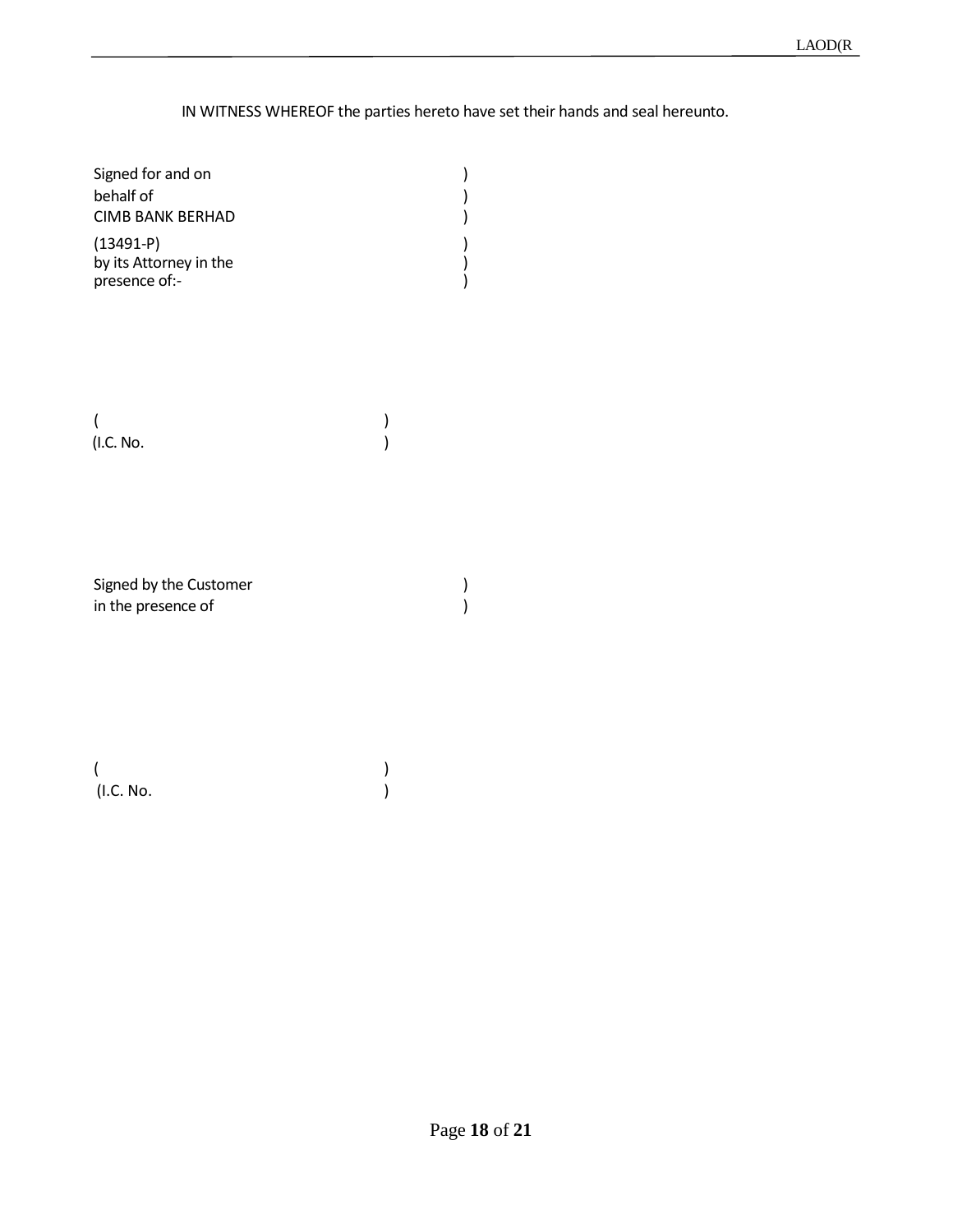IN WITNESS WHEREOF the parties hereto have set their hands and seal hereunto.

Signed for and on )
behalf of )
CIMB BANK BERHAD )
(13491-P) )
by its Attorney in the )
presence of:- )

( )
(I.C. No. )

Signed by the Customer )
in the presence of )

( )
(I.C. No. )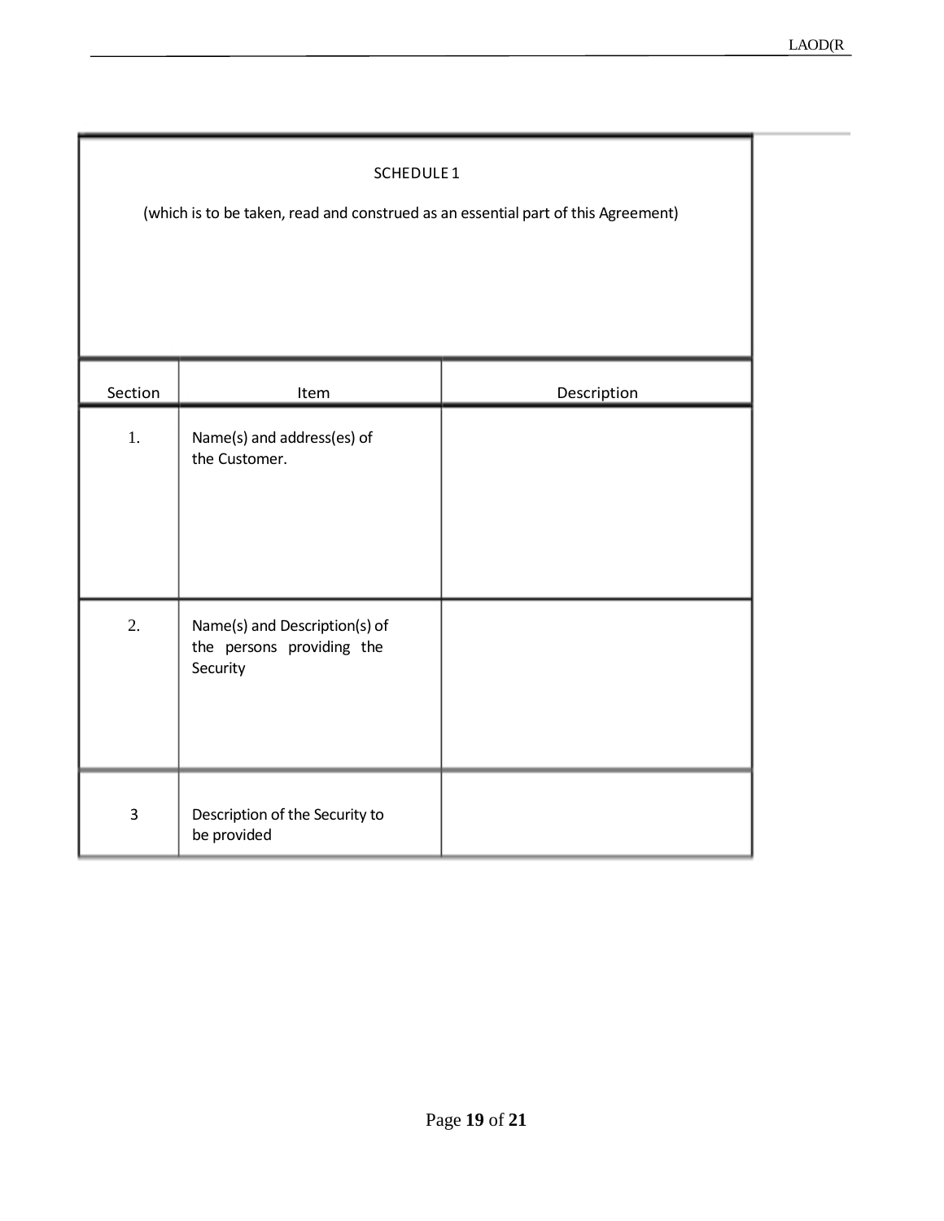SCHEDULE 1

(which is to be taken, read and construed as an essential part of this Agreement)

| Section | Item | Description |
|---|---|---|
| 1. | Name(s) and address(es) of the Customer. | |
| 2. | Name(s) and Description(s) of the persons providing the Security | |
| 3 | Description of the Security to be provided | |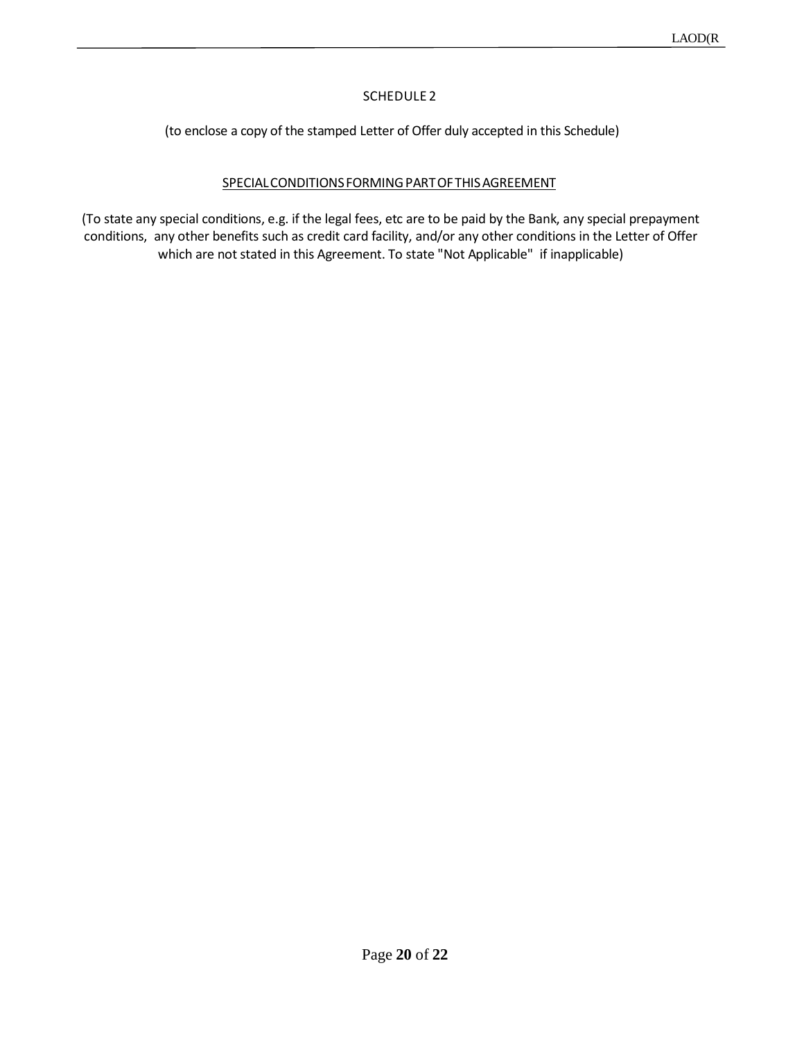# SCHEDULE 2

(to enclose a copy of the stamped Letter of Offer duly accepted in this Schedule)

## SPECIAL CONDITIONS FORMING PART OF THIS AGREEMENT

(To state any special conditions, e.g. if the legal fees, etc are to be paid by the Bank, any special prepayment conditions, any other benefits such as credit card facility, and/or any other conditions in the Letter of Offer which are not stated in this Agreement. To state "Not Applicable" if inapplicable)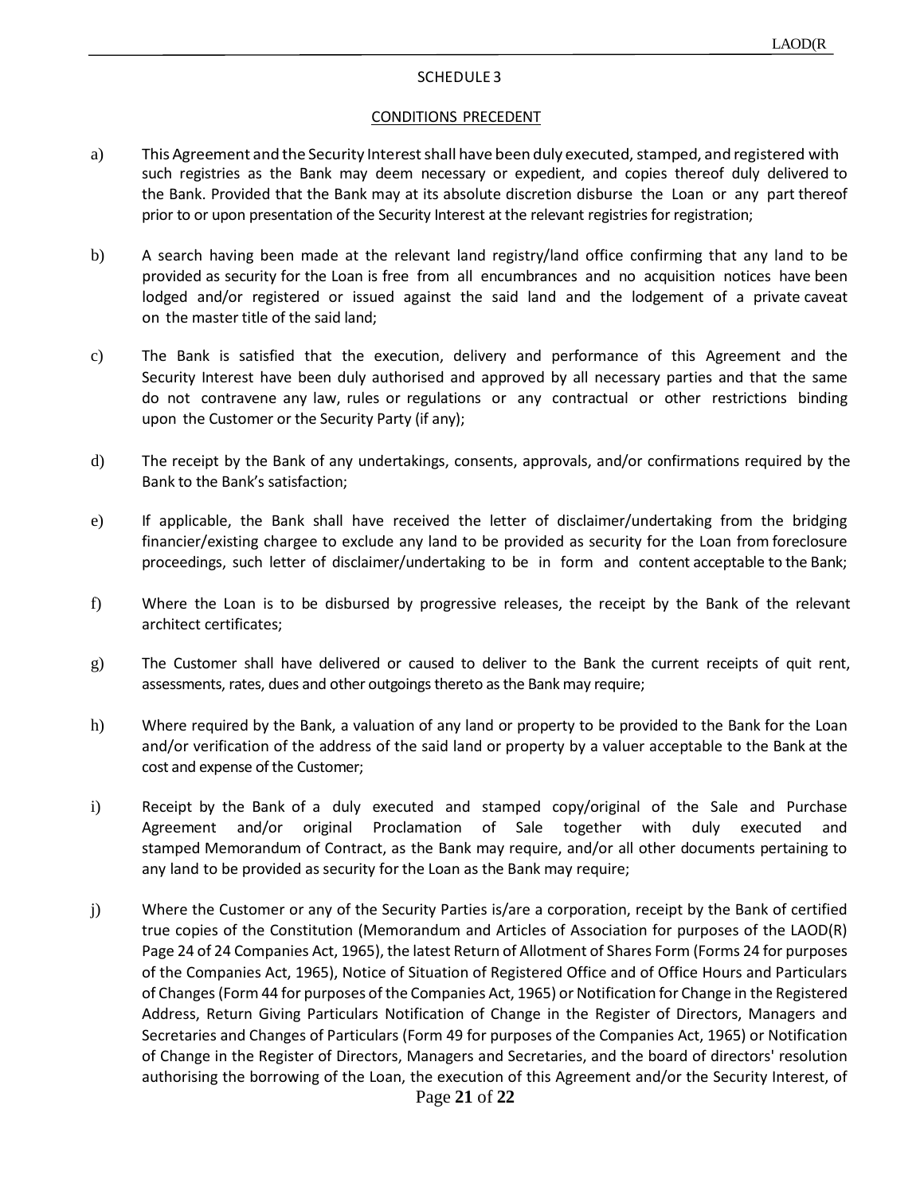SCHEDULE 3

CONDITIONS PRECEDENT

a) This Agreement and the Security Interest shall have been duly executed, stamped, and registered with such registries as the Bank may deem necessary or expedient, and copies thereof duly delivered to the Bank. Provided that the Bank may at its absolute discretion disburse the Loan or any part thereof prior to or upon presentation of the Security Interest at the relevant registries for registration;

b) A search having been made at the relevant land registry/land office confirming that any land to be provided as security for the Loan is free from all encumbrances and no acquisition notices have been lodged and/or registered or issued against the said land and the lodgement of a private caveat on the master title of the said land;

c) The Bank is satisfied that the execution, delivery and performance of this Agreement and the Security Interest have been duly authorised and approved by all necessary parties and that the same do not contravene any law, rules or regulations or any contractual or other restrictions binding upon the Customer or the Security Party (if any);

d) The receipt by the Bank of any undertakings, consents, approvals, and/or confirmations required by the Bank to the Bank's satisfaction;

e) If applicable, the Bank shall have received the letter of disclaimer/undertaking from the bridging financier/existing chargee to exclude any land to be provided as security for the Loan from foreclosure proceedings, such letter of disclaimer/undertaking to be in form and content acceptable to the Bank;

f) Where the Loan is to be disbursed by progressive releases, the receipt by the Bank of the relevant architect certificates;

g) The Customer shall have delivered or caused to deliver to the Bank the current receipts of quit rent, assessments, rates, dues and other outgoings thereto as the Bank may require;

h) Where required by the Bank, a valuation of any land or property to be provided to the Bank for the Loan and/or verification of the address of the said land or property by a valuer acceptable to the Bank at the cost and expense of the Customer;

i) Receipt by the Bank of a duly executed and stamped copy/original of the Sale and Purchase Agreement and/or original Proclamation of Sale together with duly executed and stamped Memorandum of Contract, as the Bank may require, and/or all other documents pertaining to any land to be provided as security for the Loan as the Bank may require;

j) Where the Customer or any of the Security Parties is/are a corporation, receipt by the Bank of certified true copies of the Constitution (Memorandum and Articles of Association for purposes of the LAOD(R) Page 24 of 24 Companies Act, 1965), the latest Return of Allotment of Shares Form (Forms 24 for purposes of the Companies Act, 1965), Notice of Situation of Registered Office and of Office Hours and Particulars of Changes (Form 44 for purposes of the Companies Act, 1965) or Notification for Change in the Registered Address, Return Giving Particulars Notification of Change in the Register of Directors, Managers and Secretaries and Changes of Particulars (Form 49 for purposes of the Companies Act, 1965) or Notification of Change in the Register of Directors, Managers and Secretaries, and the board of directors' resolution authorising the borrowing of the Loan, the execution of this Agreement and/or the Security Interest, of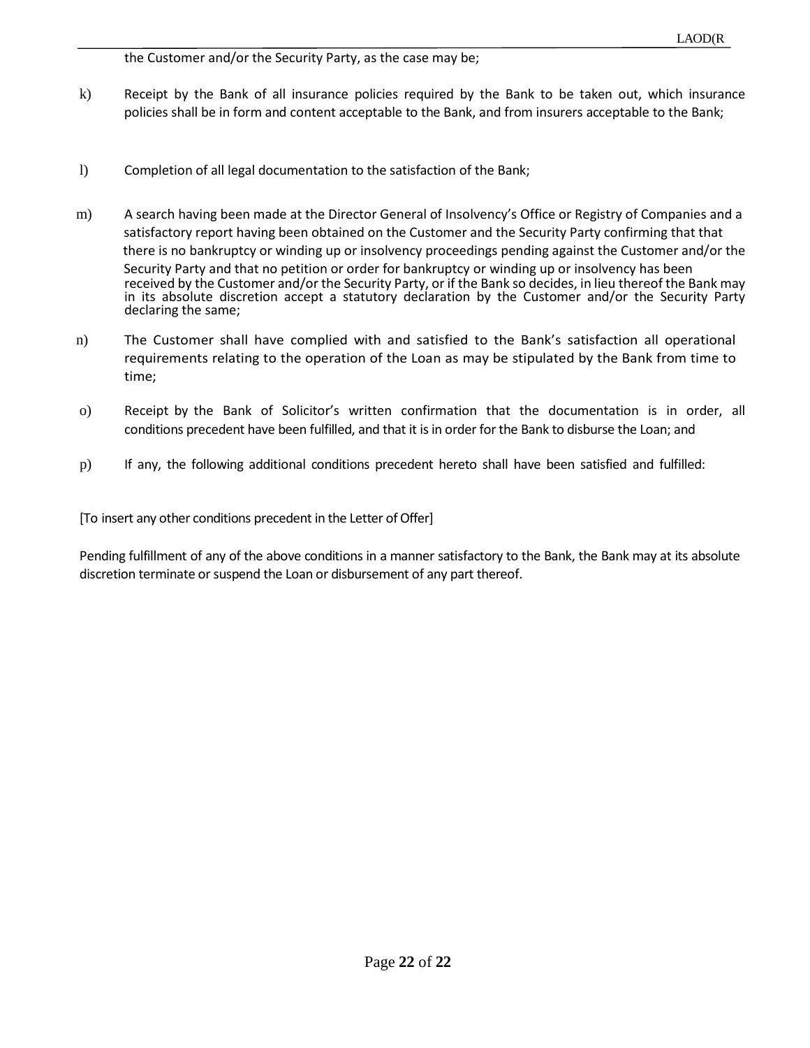the Customer and/or the Security Party, as the case may be;

k) Receipt by the Bank of all insurance policies required by the Bank to be taken out, which insurance policies shall be in form and content acceptable to the Bank, and from insurers acceptable to the Bank;

l) Completion of all legal documentation to the satisfaction of the Bank;

m) A search having been made at the Director General of Insolvency's Office or Registry of Companies and a satisfactory report having been obtained on the Customer and the Security Party confirming that that there is no bankruptcy or winding up or insolvency proceedings pending against the Customer and/or the Security Party and that no petition or order for bankruptcy or winding up or insolvency has been received by the Customer and/or the Security Party, or if the Bank so decides, in lieu thereof the Bank may in its absolute discretion accept a statutory declaration by the Customer and/or the Security Party declaring the same;

n) The Customer shall have complied with and satisfied to the Bank's satisfaction all operational requirements relating to the operation of the Loan as may be stipulated by the Bank from time to time;

o) Receipt by the Bank of Solicitor's written confirmation that the documentation is in order, all conditions precedent have been fulfilled, and that it is in order for the Bank to disburse the Loan; and

p) If any, the following additional conditions precedent hereto shall have been satisfied and fulfilled:

[To insert any other conditions precedent in the Letter of Offer]

Pending fulfillment of any of the above conditions in a manner satisfactory to the Bank, the Bank may at its absolute discretion terminate or suspend the Loan or disbursement of any part thereof.